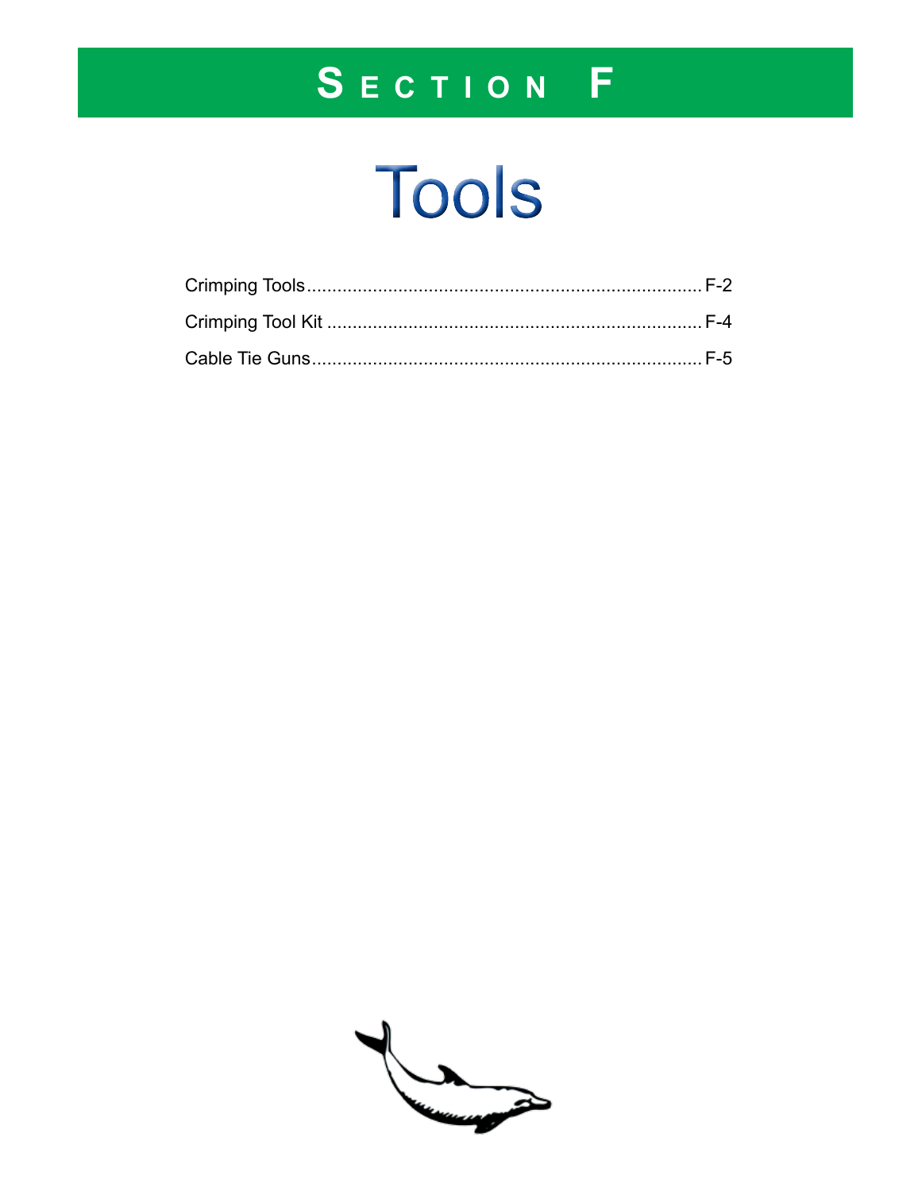# SECTION F

# Tools

Crimping Tools .......................................................................... F-2

Crimping Tool Kit ....................................................................... F-4

Cable Tie Guns .......................................................................... F-5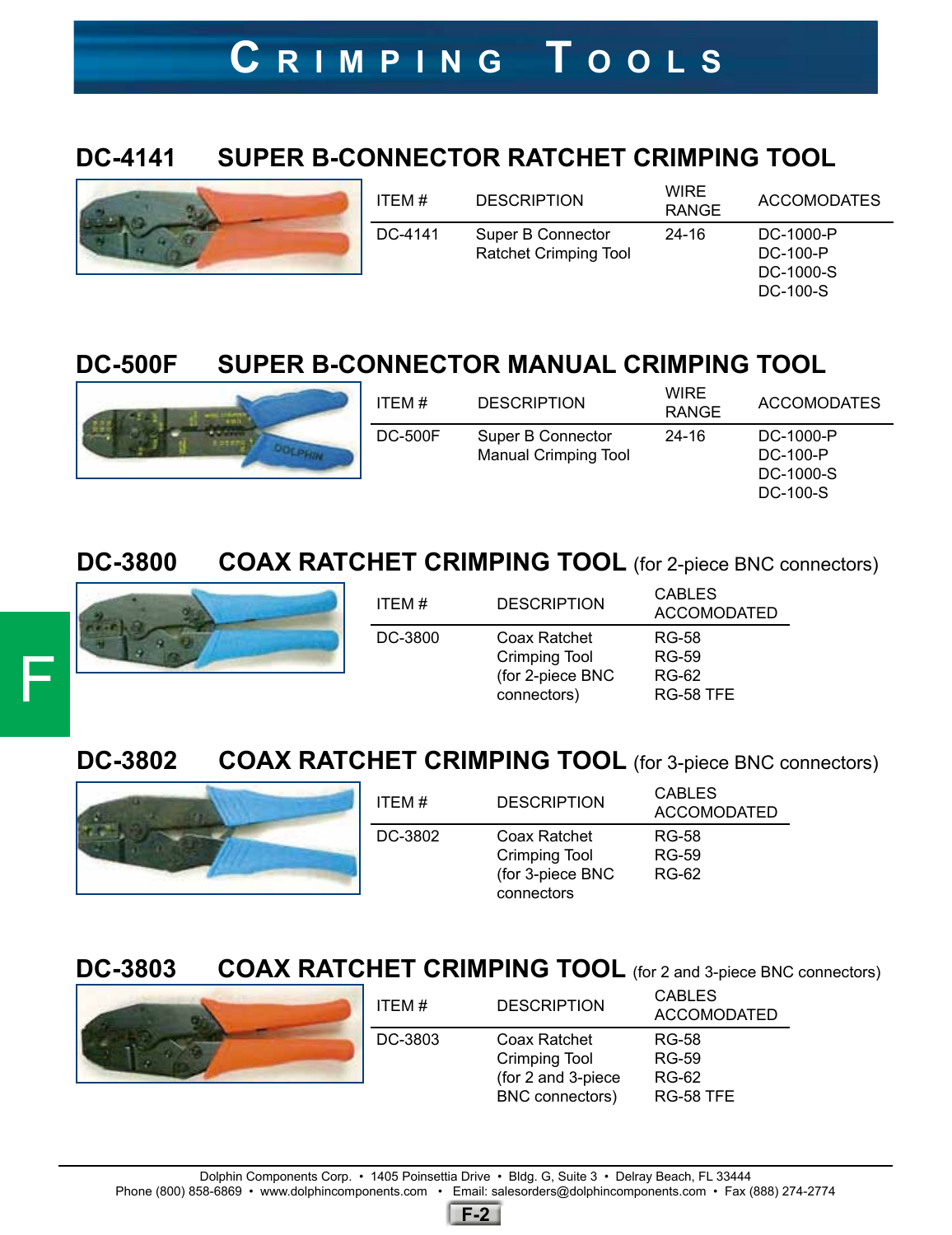# CRIMPING TOOLS

## DC-4141 SUPER B-CONNECTOR RATCHET CRIMPING TOOL

| ITEM # | DESCRIPTION | WIRE RANGE | ACCOMODATES |
|---|---|---|---|
| DC-4141 | Super B Connector Ratchet Crimping Tool | 24-16 | DC-1000-P<br>DC-100-P<br>DC-1000-S<br>DC-100-S |

## DC-500F SUPER B-CONNECTOR MANUAL CRIMPING TOOL

| ITEM # | DESCRIPTION | WIRE RANGE | ACCOMODATES |
|---|---|---|---|
| DC-500F | Super B Connector Manual Crimping Tool | 24-16 | DC-1000-P<br>DC-100-P<br>DC-1000-S<br>DC-100-S |

## DC-3800 COAX RATCHET CRIMPING TOOL (for 2-piece BNC connectors)

| ITEM # | DESCRIPTION | CABLES ACCOMODATED |
|---|---|---|
| DC-3800 | Coax Ratchet Crimping Tool (for 2-piece BNC connectors) | RG-58<br>RG-59<br>RG-62<br>RG-58 TFE |

## DC-3802 COAX RATCHET CRIMPING TOOL (for 3-piece BNC connectors)

| ITEM # | DESCRIPTION | CABLES ACCOMODATED |
|---|---|---|
| DC-3802 | Coax Ratchet Crimping Tool (for 3-piece BNC connectors | RG-58<br>RG-59<br>RG-62 |

## DC-3803 COAX RATCHET CRIMPING TOOL (for 2 and 3-piece BNC connectors)

| ITEM # | DESCRIPTION | CABLES ACCOMODATED |
|---|---|---|
| DC-3803 | Coax Ratchet Crimping Tool (for 2 and 3-piece BNC connectors) | RG-58<br>RG-59<br>RG-62<br>RG-58 TFE |

Dolphin Components Corp. • 1405 Poinsettia Drive • Bldg. G, Suite 3 • Delray Beach, FL 33444
Phone (800) 858-6869 • www.dolphincomponents.com • Email: salesorders@dolphincomponents.com • Fax (888) 274-2774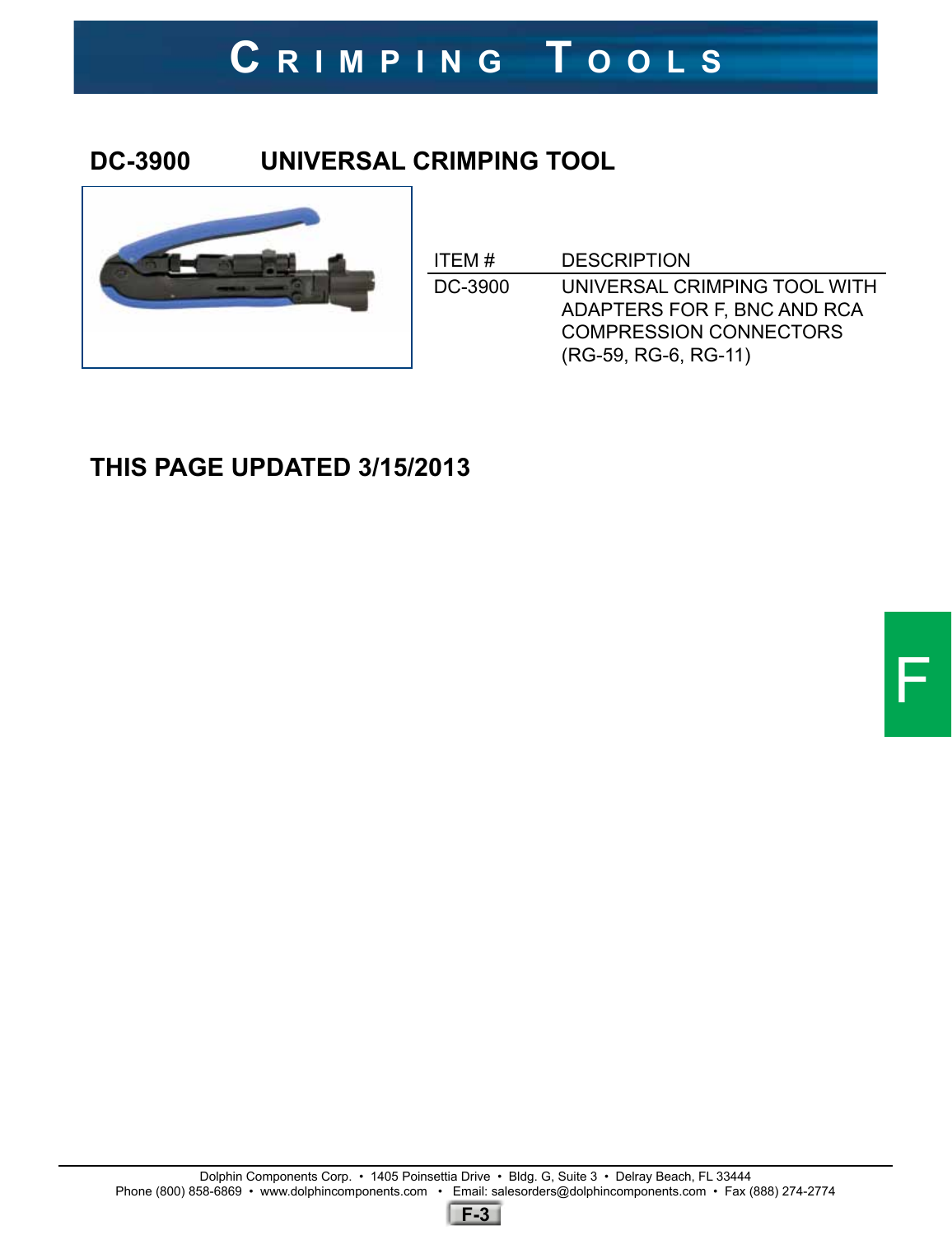# CRIMPING TOOLS

## DC-3900 UNIVERSAL CRIMPING TOOL

| ITEM # | DESCRIPTION |
| --- | --- |
| DC-3900 | UNIVERSAL CRIMPING TOOL WITH ADAPTERS FOR F, BNC AND RCA COMPRESSION CONNECTORS (RG-59, RG-6, RG-11) |

## THIS PAGE UPDATED 3/15/2013

F

Dolphin Components Corp. • 1405 Poinsettia Drive • Bldg. G, Suite 3 • Delray Beach, FL 33444
Phone (800) 858-6869 • www.dolphincomponents.com • Email: salesorders@dolphincomponents.com • Fax (888) 274-2774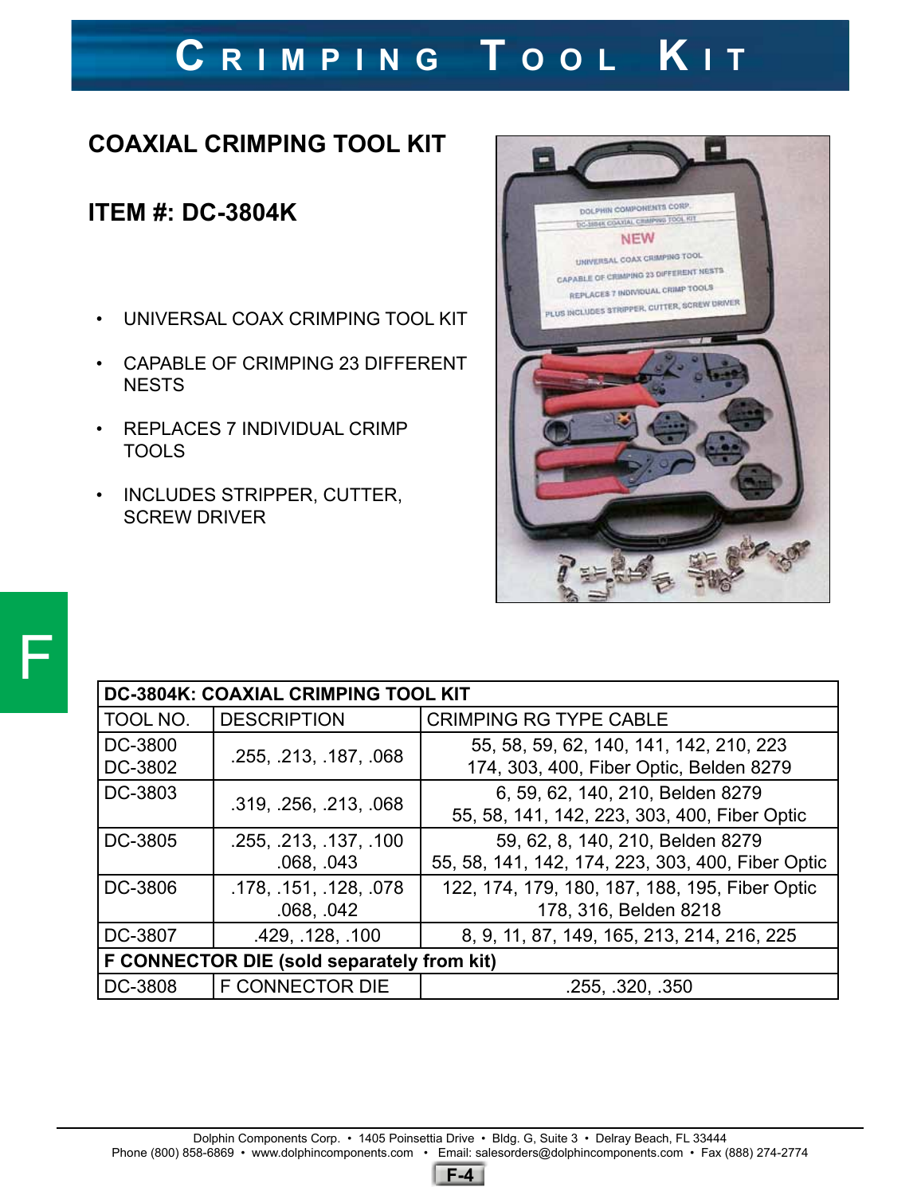# Crimping Tool Kit

## COAXIAL CRIMPING TOOL KIT

## ITEM #: DC-3804K

- UNIVERSAL COAX CRIMPING TOOL KIT
- CAPABLE OF CRIMPING 23 DIFFERENT NESTS
- REPLACES 7 INDIVIDUAL CRIMP TOOLS
- INCLUDES STRIPPER, CUTTER, SCREW DRIVER

F

| **DC-3804K: COAXIAL CRIMPING TOOL KIT** | | |
|---|---|---|
| TOOL NO. | DESCRIPTION | CRIMPING RG TYPE CABLE |
| DC-3800 DC-3802 | .255, .213, .187, .068 | 55, 58, 59, 62, 140, 141, 142, 210, 223 174, 303, 400, Fiber Optic, Belden 8279 |
| DC-3803 | .319, .256, .213, .068 | 6, 59, 62, 140, 210, Belden 8279 55, 58, 141, 142, 223, 303, 400, Fiber Optic |
| DC-3805 | .255, .213, .137, .100 .068, .043 | 59, 62, 8, 140, 210, Belden 8279 55, 58, 141, 142, 174, 223, 303, 400, Fiber Optic |
| DC-3806 | .178, .151, .128, .078 .068, .042 | 122, 174, 179, 180, 187, 188, 195, Fiber Optic 178, 316, Belden 8218 |
| DC-3807 | .429, .128, .100 | 8, 9, 11, 87, 149, 165, 213, 214, 216, 225 |
| **F CONNECTOR DIE (sold separately from kit)** | | |
| DC-3808 | F CONNECTOR DIE | .255, .320, .350 |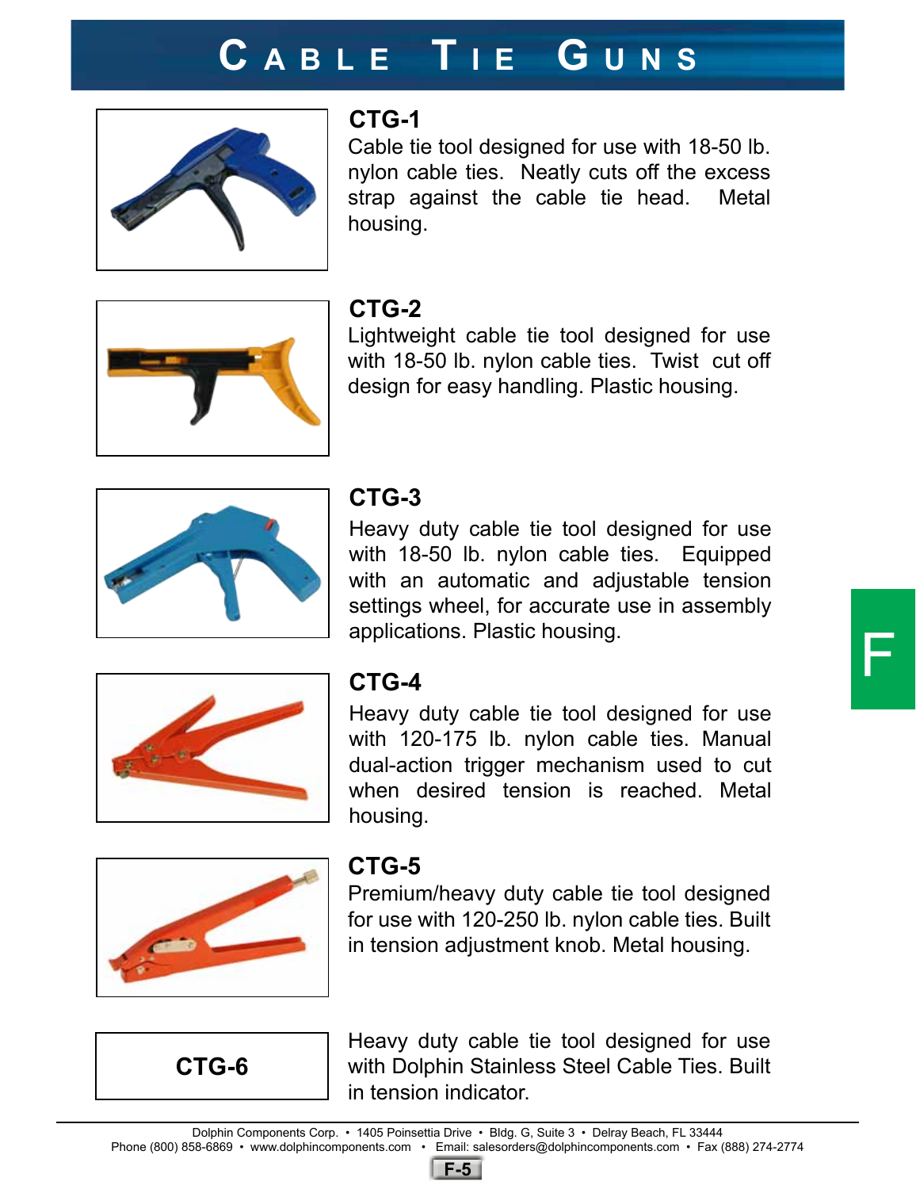# Cable Tie Guns

## CTG-1

Cable tie tool designed for use with 18-50 lb. nylon cable ties. Neatly cuts off the excess strap against the cable tie head. Metal housing.

## CTG-2

Lightweight cable tie tool designed for use with 18-50 lb. nylon cable ties. Twist cut off design for easy handling. Plastic housing.

## CTG-3

Heavy duty cable tie tool designed for use with 18-50 lb. nylon cable ties. Equipped with an automatic and adjustable tension settings wheel, for accurate use in assembly applications. Plastic housing.

## CTG-4

Heavy duty cable tie tool designed for use with 120-175 lb. nylon cable ties. Manual dual-action trigger mechanism used to cut when desired tension is reached. Metal housing.

## CTG-5

Premium/heavy duty cable tie tool designed for use with 120-250 lb. nylon cable ties. Built in tension adjustment knob. Metal housing.

## CTG-6

Heavy duty cable tie tool designed for use with Dolphin Stainless Steel Cable Ties. Built in tension indicator.

Dolphin Components Corp. • 1405 Poinsettia Drive • Bldg. G, Suite 3 • Delray Beach, FL 33444
Phone (800) 858-6869 • www.dolphincomponents.com • Email: salesorders@dolphincomponents.com • Fax (888) 274-2774